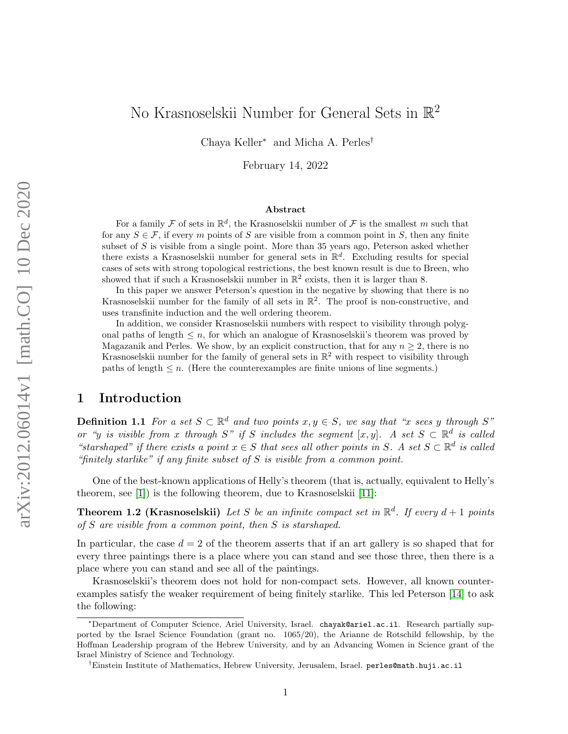# No Krasnoselskii Number for General Sets in $\mathbb{R}^2$

Chaya Keller* and Micha A. Perles†

February 14, 2022

### Abstract

For a family $\mathcal{F}$ of sets in $\mathbb{R}^d$, the Krasnoselskii number of $\mathcal{F}$ is the smallest $m$ such that for any $S \in \mathcal{F}$, if every $m$ points of $S$ are visible from a common point in $S$, then any finite subset of $S$ is visible from a single point. More than 35 years ago, Peterson asked whether there exists a Krasnoselskii number for general sets in $\mathbb{R}^d$. Excluding results for special cases of sets with strong topological restrictions, the best known result is due to Breen, who showed that if such a Krasnoselskii number in $\mathbb{R}^2$ exists, then it is larger than 8.

In this paper we answer Peterson's question in the negative by showing that there is no Krasnoselskii number for the family of all sets in $\mathbb{R}^2$. The proof is non-constructive, and uses transfinite induction and the well ordering theorem.

In addition, we consider Krasnoselskii numbers with respect to visibility through polygonal paths of length $\leq n$, for which an analogue of Krasnoselskii's theorem was proved by Magazanik and Perles. We show, by an explicit construction, that for any $n \geq 2$, there is no Krasnoselskii number for the family of general sets in $\mathbb{R}^2$ with respect to visibility through paths of length $\leq n$. (Here the counterexamples are finite unions of line segments.)

## 1 Introduction

**Definition 1.1** *For a set $S \subset \mathbb{R}^d$ and two points $x, y \in S$, we say that "$x$ sees $y$ through $S$" or "$y$ is visible from $x$ through $S$" if $S$ includes the segment $[x, y]$. A set $S \subset \mathbb{R}^d$ is called "starshaped" if there exists a point $x \in S$ that sees all other points in $S$. A set $S \subset \mathbb{R}^d$ is called "finitely starlike" if any finite subset of $S$ is visible from a common point.*

One of the best-known applications of Helly's theorem (that is, actually, equivalent to Helly's theorem, see [1]) is the following theorem, due to Krasnoselskii [11]:

**Theorem 1.2 (Krasnoselskii)** *Let $S$ be an infinite compact set in $\mathbb{R}^d$. If every $d + 1$ points of $S$ are visible from a common point, then $S$ is starshaped.*

In particular, the case $d = 2$ of the theorem asserts that if an art gallery is so shaped that for every three paintings there is a place where you can stand and see those three, then there is a place where you can stand and see all of the paintings.

Krasnoselskii's theorem does not hold for non-compact sets. However, all known counterexamples satisfy the weaker requirement of being finitely starlike. This led Peterson [14] to ask the following:

---

*Department of Computer Science, Ariel University, Israel. chayak@ariel.ac.il. Research partially supported by the Israel Science Foundation (grant no. 1065/20), the Arianne de Rotschild fellowship, by the Hoffman Leadership program of the Hebrew University, and by an Advancing Women in Science grant of the Israel Ministry of Science and Technology.

†Einstein Institute of Mathematics, Hebrew University, Jerusalem, Israel. perles@math.huji.ac.il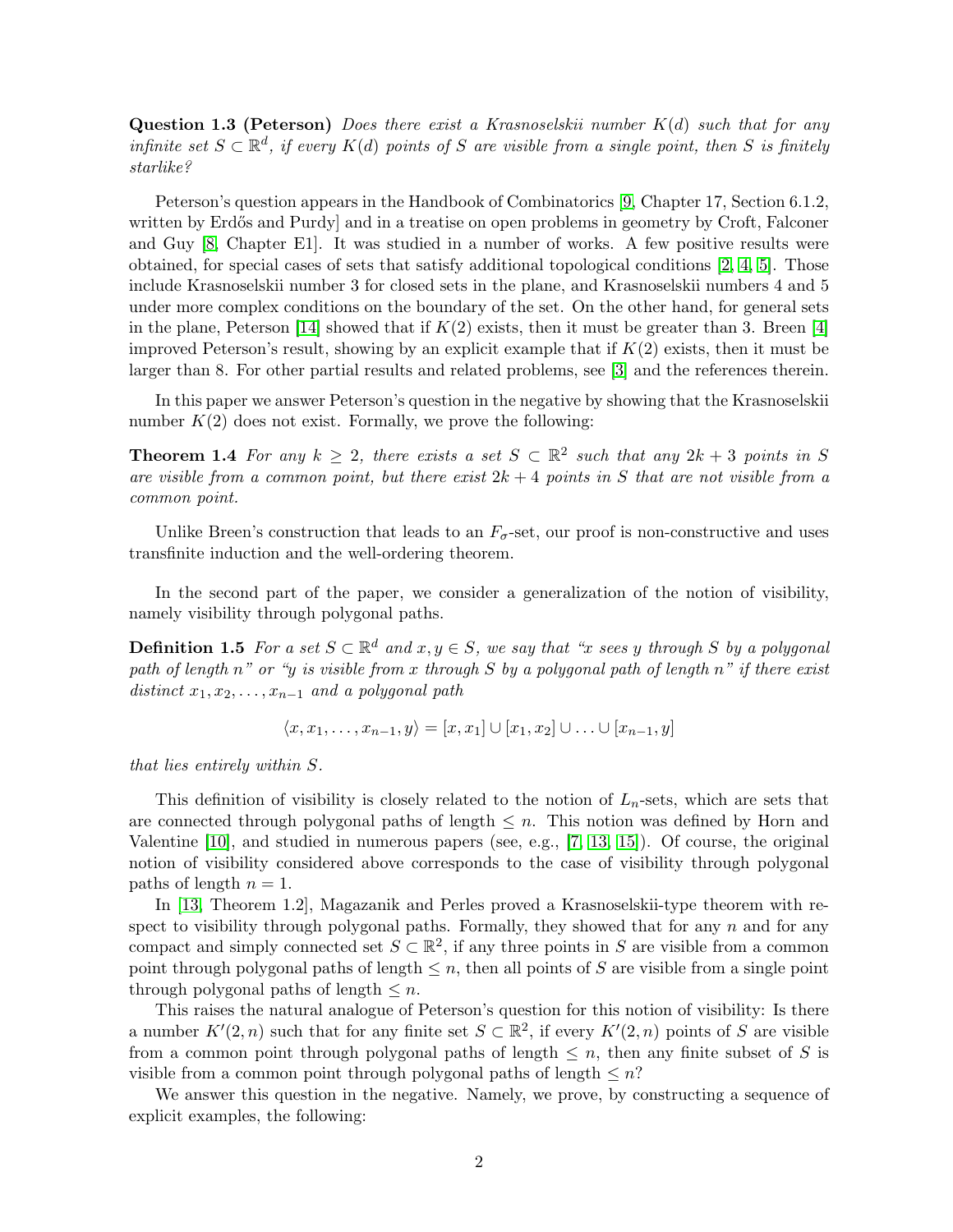**Question 1.3 (Peterson)** *Does there exist a Krasnoselskii number $K(d)$ such that for any infinite set $S \subset \mathbb{R}^d$, if every $K(d)$ points of $S$ are visible from a single point, then $S$ is finitely starlike?*

Peterson's question appears in the Handbook of Combinatorics [9, Chapter 17, Section 6.1.2, written by Erdős and Purdy] and in a treatise on open problems in geometry by Croft, Falconer and Guy [8, Chapter E1]. It was studied in a number of works. A few positive results were obtained, for special cases of sets that satisfy additional topological conditions [2, 4, 5]. Those include Krasnoselskii number 3 for closed sets in the plane, and Krasnoselskii numbers 4 and 5 under more complex conditions on the boundary of the set. On the other hand, for general sets in the plane, Peterson [14] showed that if $K(2)$ exists, then it must be greater than 3. Breen [4] improved Peterson's result, showing by an explicit example that if $K(2)$ exists, then it must be larger than 8. For other partial results and related problems, see [3] and the references therein.

In this paper we answer Peterson's question in the negative by showing that the Krasnoselskii number $K(2)$ does not exist. Formally, we prove the following:

**Theorem 1.4** *For any $k \geq 2$, there exists a set $S \subset \mathbb{R}^2$ such that any $2k+3$ points in $S$ are visible from a common point, but there exist $2k+4$ points in $S$ that are not visible from a common point.*

Unlike Breen's construction that leads to an $F_\sigma$-set, our proof is non-constructive and uses transfinite induction and the well-ordering theorem.

In the second part of the paper, we consider a generalization of the notion of visibility, namely visibility through polygonal paths.

**Definition 1.5** *For a set $S \subset \mathbb{R}^d$ and $x, y \in S$, we say that "x sees y through S by a polygonal path of length n" or "y is visible from x through S by a polygonal path of length n" if there exist distinct $x_1, x_2, \ldots, x_{n-1}$ and a polygonal path*

$$\langle x, x_1, \ldots, x_{n-1}, y\rangle = [x, x_1] \cup [x_1, x_2] \cup \ldots \cup [x_{n-1}, y]$$

*that lies entirely within $S$.*

This definition of visibility is closely related to the notion of $L_n$-sets, which are sets that are connected through polygonal paths of length $\leq n$. This notion was defined by Horn and Valentine [10], and studied in numerous papers (see, e.g., [7, 13, 15]). Of course, the original notion of visibility considered above corresponds to the case of visibility through polygonal paths of length $n = 1$.

In [13, Theorem 1.2], Magazanik and Perles proved a Krasnoselskii-type theorem with respect to visibility through polygonal paths. Formally, they showed that for any $n$ and for any compact and simply connected set $S \subset \mathbb{R}^2$, if any three points in $S$ are visible from a common point through polygonal paths of length $\leq n$, then all points of $S$ are visible from a single point through polygonal paths of length $\leq n$.

This raises the natural analogue of Peterson's question for this notion of visibility: Is there a number $K'(2, n)$ such that for any finite set $S \subset \mathbb{R}^2$, if every $K'(2, n)$ points of $S$ are visible from a common point through polygonal paths of length $\leq n$, then any finite subset of $S$ is visible from a common point through polygonal paths of length $\leq n$?

We answer this question in the negative. Namely, we prove, by constructing a sequence of explicit examples, the following: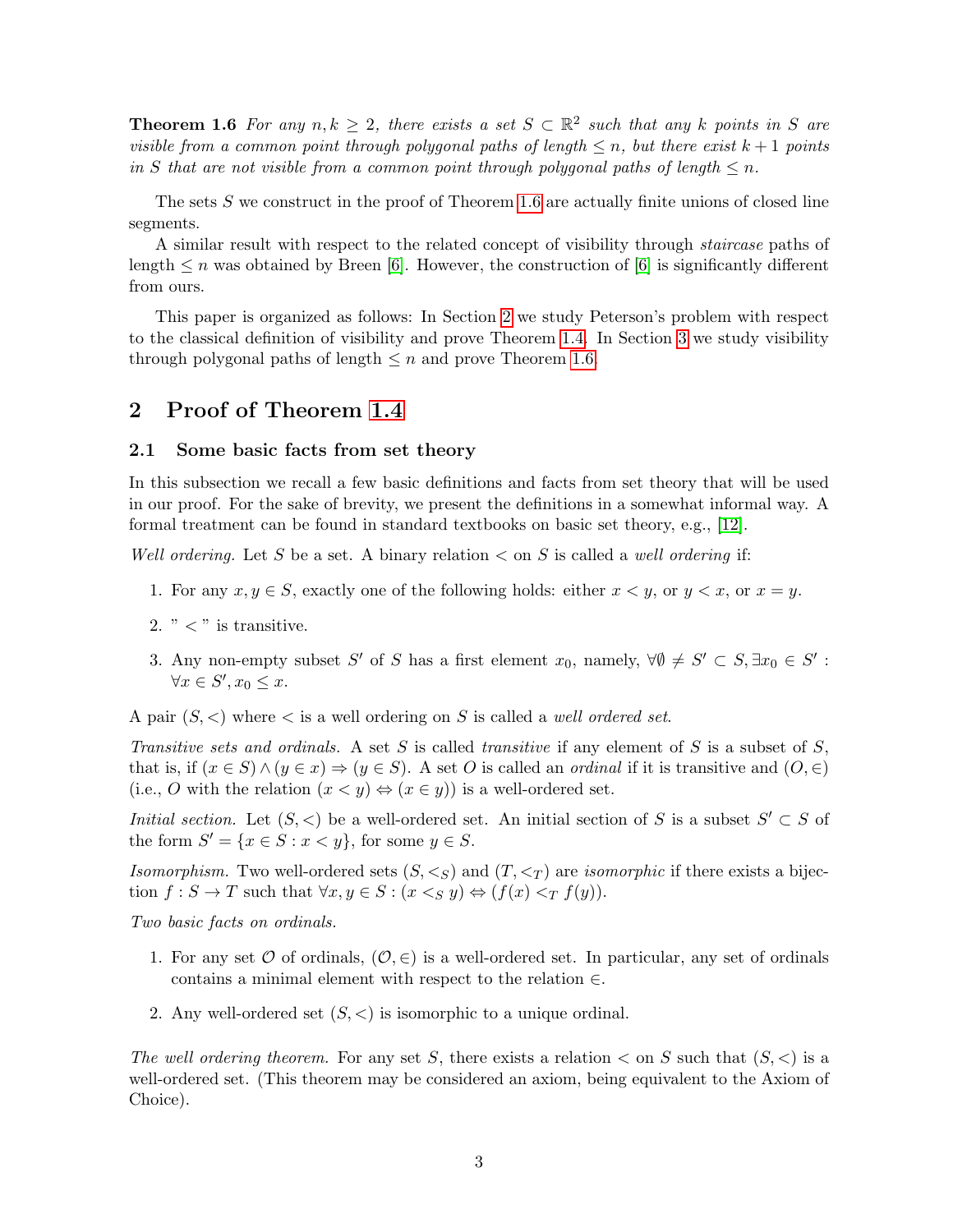**Theorem 1.6** *For any $n, k \geq 2$, there exists a set $S \subset \mathbb{R}^2$ such that any $k$ points in $S$ are visible from a common point through polygonal paths of length $\leq n$, but there exist $k+1$ points in $S$ that are not visible from a common point through polygonal paths of length $\leq n$.*

The sets $S$ we construct in the proof of Theorem 1.6 are actually finite unions of closed line segments.

A similar result with respect to the related concept of visibility through *staircase* paths of length $\leq n$ was obtained by Breen [6]. However, the construction of [6] is significantly different from ours.

This paper is organized as follows: In Section 2 we study Peterson's problem with respect to the classical definition of visibility and prove Theorem 1.4. In Section 3 we study visibility through polygonal paths of length $\leq n$ and prove Theorem 1.6.

## 2 Proof of Theorem 1.4

### 2.1 Some basic facts from set theory

In this subsection we recall a few basic definitions and facts from set theory that will be used in our proof. For the sake of brevity, we present the definitions in a somewhat informal way. A formal treatment can be found in standard textbooks on basic set theory, e.g., [12].

*Well ordering.* Let $S$ be a set. A binary relation $<$ on $S$ is called a *well ordering* if:

1. For any $x, y \in S$, exactly one of the following holds: either $x < y$, or $y < x$, or $x = y$.
2. " $<$ " is transitive.
3. Any non-empty subset $S'$ of $S$ has a first element $x_0$, namely, $\forall \emptyset \neq S' \subset S, \exists x_0 \in S' : \forall x \in S', x_0 \leq x$.

A pair $(S, <)$ where $<$ is a well ordering on $S$ is called a *well ordered set*.

*Transitive sets and ordinals.* A set $S$ is called *transitive* if any element of $S$ is a subset of $S$, that is, if $(x \in S) \wedge (y \in x) \Rightarrow (y \in S)$. A set $O$ is called an *ordinal* if it is transitive and $(O, \in)$ (i.e., $O$ with the relation $(x < y) \Leftrightarrow (x \in y)$) is a well-ordered set.

*Initial section.* Let $(S, <)$ be a well-ordered set. An initial section of $S$ is a subset $S' \subset S$ of the form $S' = \{x \in S : x < y\}$, for some $y \in S$.

*Isomorphism.* Two well-ordered sets $(S, <_S)$ and $(T, <_T)$ are *isomorphic* if there exists a bijection $f : S \to T$ such that $\forall x, y \in S : (x <_S y) \Leftrightarrow (f(x) <_T f(y))$.

*Two basic facts on ordinals.*

1. For any set $\mathcal{O}$ of ordinals, $(\mathcal{O}, \in)$ is a well-ordered set. In particular, any set of ordinals contains a minimal element with respect to the relation $\in$.
2. Any well-ordered set $(S, <)$ is isomorphic to a unique ordinal.

*The well ordering theorem.* For any set $S$, there exists a relation $<$ on $S$ such that $(S, <)$ is a well-ordered set. (This theorem may be considered an axiom, being equivalent to the Axiom of Choice).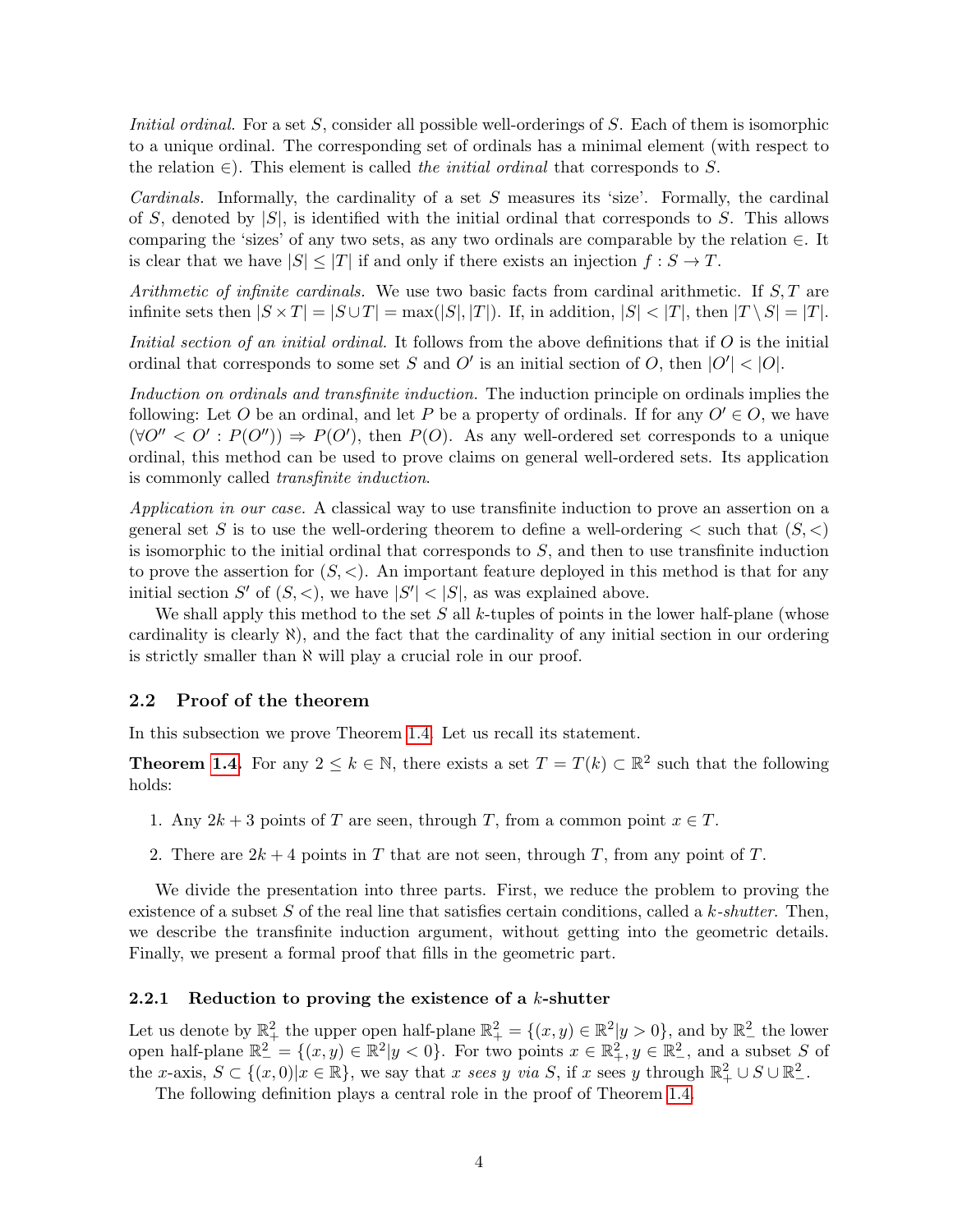*Initial ordinal.* For a set $S$, consider all possible well-orderings of $S$. Each of them is isomorphic to a unique ordinal. The corresponding set of ordinals has a minimal element (with respect to the relation $\in$). This element is called *the initial ordinal* that corresponds to $S$.

*Cardinals.* Informally, the cardinality of a set $S$ measures its 'size'. Formally, the cardinal of $S$, denoted by $|S|$, is identified with the initial ordinal that corresponds to $S$. This allows comparing the 'sizes' of any two sets, as any two ordinals are comparable by the relation $\in$. It is clear that we have $|S| \leq |T|$ if and only if there exists an injection $f : S \to T$.

*Arithmetic of infinite cardinals.* We use two basic facts from cardinal arithmetic. If $S, T$ are infinite sets then $|S \times T| = |S \cup T| = \max(|S|, |T|)$. If, in addition, $|S| < |T|$, then $|T \setminus S| = |T|$.

*Initial section of an initial ordinal.* It follows from the above definitions that if $O$ is the initial ordinal that corresponds to some set $S$ and $O'$ is an initial section of $O$, then $|O'| < |O|$.

*Induction on ordinals and transfinite induction.* The induction principle on ordinals implies the following: Let $O$ be an ordinal, and let $P$ be a property of ordinals. If for any $O' \in O$, we have $(\forall O'' < O' : P(O'')) \Rightarrow P(O')$, then $P(O)$. As any well-ordered set corresponds to a unique ordinal, this method can be used to prove claims on general well-ordered sets. Its application is commonly called *transfinite induction*.

*Application in our case.* A classical way to use transfinite induction to prove an assertion on a general set $S$ is to use the well-ordering theorem to define a well-ordering $<$ such that $(S, <)$ is isomorphic to the initial ordinal that corresponds to $S$, and then to use transfinite induction to prove the assertion for $(S, <)$. An important feature deployed in this method is that for any initial section $S'$ of $(S, <)$, we have $|S'| < |S|$, as was explained above.

We shall apply this method to the set $S$ all $k$-tuples of points in the lower half-plane (whose cardinality is clearly $\aleph$), and the fact that the cardinality of any initial section in our ordering is strictly smaller than $\aleph$ will play a crucial role in our proof.

## 2.2 Proof of the theorem

In this subsection we prove Theorem 1.4. Let us recall its statement.

**Theorem 1.4.** For any $2 \leq k \in \mathbb{N}$, there exists a set $T = T(k) \subset \mathbb{R}^2$ such that the following holds:

1. Any $2k + 3$ points of $T$ are seen, through $T$, from a common point $x \in T$.
2. There are $2k + 4$ points in $T$ that are not seen, through $T$, from any point of $T$.

We divide the presentation into three parts. First, we reduce the problem to proving the existence of a subset $S$ of the real line that satisfies certain conditions, called a *$k$-shutter*. Then, we describe the transfinite induction argument, without getting into the geometric details. Finally, we present a formal proof that fills in the geometric part.

### 2.2.1 Reduction to proving the existence of a $k$-shutter

Let us denote by $\mathbb{R}^2_+$ the upper open half-plane $\mathbb{R}^2_+ = \{(x, y) \in \mathbb{R}^2 | y > 0\}$, and by $\mathbb{R}^2_-$ the lower open half-plane $\mathbb{R}^2_- = \{(x, y) \in \mathbb{R}^2 | y < 0\}$. For two points $x \in \mathbb{R}^2_+, y \in \mathbb{R}^2_-$, and a subset $S$ of the $x$-axis, $S \subset \{(x, 0) | x \in \mathbb{R}\}$, we say that *$x$ sees $y$ via $S$*, if $x$ sees $y$ through $\mathbb{R}^2_+ \cup S \cup \mathbb{R}^2_-$.

The following definition plays a central role in the proof of Theorem 1.4.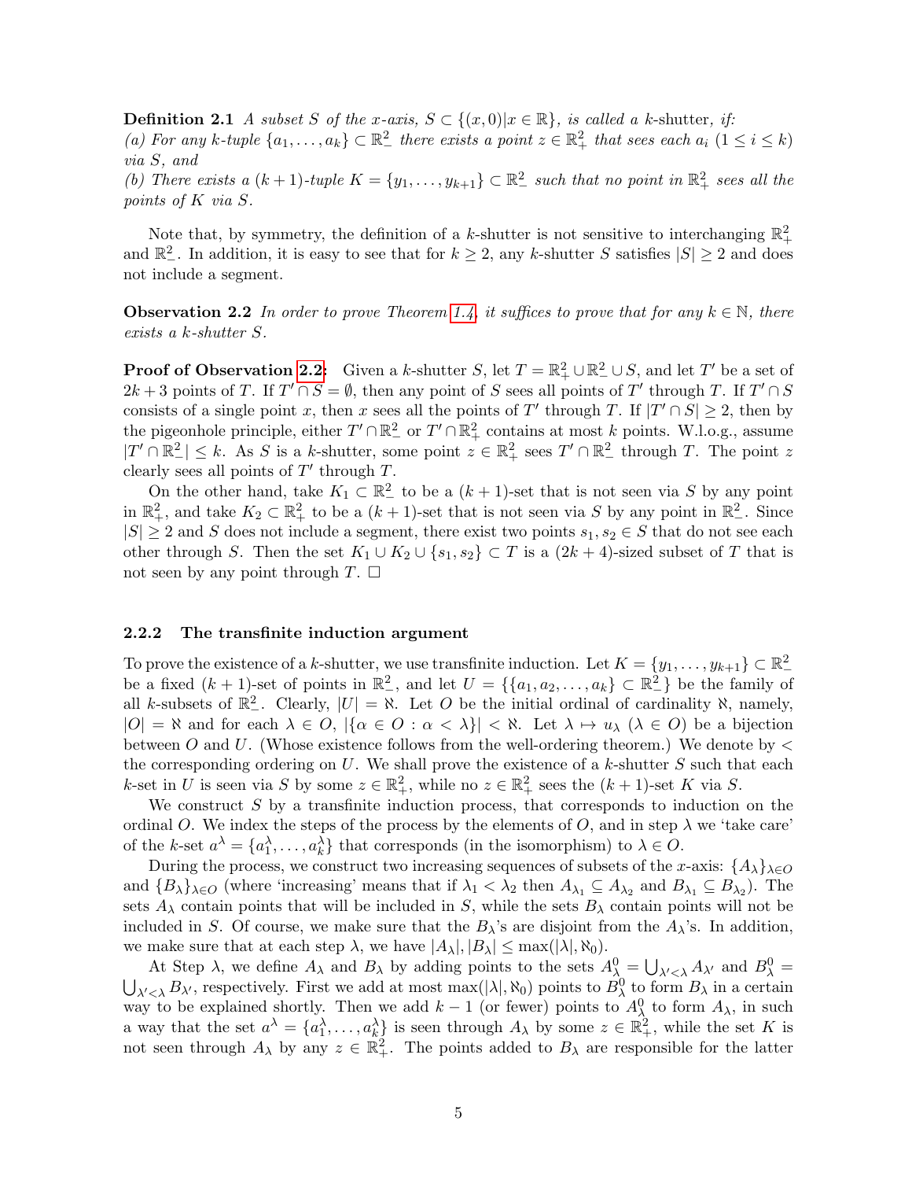**Definition 2.1** *A subset $S$ of the $x$-axis, $S \subset \{(x,0)|x \in \mathbb{R}\}$, is called a $k$-shutter, if:*
*(a) For any $k$-tuple $\{a_1, \ldots, a_k\} \subset \mathbb{R}^2_-$ there exists a point $z \in \mathbb{R}^2_+$ that sees each $a_i$ $(1 \leq i \leq k)$ via $S$, and*
*(b) There exists a $(k+1)$-tuple $K = \{y_1, \ldots, y_{k+1}\} \subset \mathbb{R}^2_-$ such that no point in $\mathbb{R}^2_+$ sees all the points of $K$ via $S$.*

Note that, by symmetry, the definition of a $k$-shutter is not sensitive to interchanging $\mathbb{R}^2_+$ and $\mathbb{R}^2_-$. In addition, it is easy to see that for $k \geq 2$, any $k$-shutter $S$ satisfies $|S| \geq 2$ and does not include a segment.

**Observation 2.2** *In order to prove Theorem 1.4, it suffices to prove that for any $k \in \mathbb{N}$, there exists a $k$-shutter $S$.*

**Proof of Observation 2.2:** Given a $k$-shutter $S$, let $T = \mathbb{R}^2_+ \cup \mathbb{R}^2_- \cup S$, and let $T'$ be a set of $2k+3$ points of $T$. If $T' \cap S = \emptyset$, then any point of $S$ sees all points of $T'$ through $T$. If $T' \cap S$ consists of a single point $x$, then $x$ sees all the points of $T'$ through $T$. If $|T' \cap S| \geq 2$, then by the pigeonhole principle, either $T' \cap \mathbb{R}^2_-$ or $T' \cap \mathbb{R}^2_+$ contains at most $k$ points. W.l.o.g., assume $|T' \cap \mathbb{R}^2_-| \leq k$. As $S$ is a $k$-shutter, some point $z \in \mathbb{R}^2_+$ sees $T' \cap \mathbb{R}^2_-$ through $T$. The point $z$ clearly sees all points of $T'$ through $T$.

On the other hand, take $K_1 \subset \mathbb{R}^2_-$ to be a $(k+1)$-set that is not seen via $S$ by any point in $\mathbb{R}^2_+$, and take $K_2 \subset \mathbb{R}^2_+$ to be a $(k+1)$-set that is not seen via $S$ by any point in $\mathbb{R}^2_-$. Since $|S| \geq 2$ and $S$ does not include a segment, there exist two points $s_1, s_2 \in S$ that do not see each other through $S$. Then the set $K_1 \cup K_2 \cup \{s_1, s_2\} \subset T$ is a $(2k+4)$-sized subset of $T$ that is not seen by any point through $T$. $\square$

### 2.2.2 The transfinite induction argument

To prove the existence of a $k$-shutter, we use transfinite induction. Let $K = \{y_1, \ldots, y_{k+1}\} \subset \mathbb{R}^2_-$ be a fixed $(k+1)$-set of points in $\mathbb{R}^2_-$, and let $U = \{\{a_1, a_2, \ldots, a_k\} \subset \mathbb{R}^2_-\}$ be the family of all $k$-subsets of $\mathbb{R}^2_-$. Clearly, $|U| = \aleph$. Let $O$ be the initial ordinal of cardinality $\aleph$, namely, $|O| = \aleph$ and for each $\lambda \in O$, $|\{\alpha \in O : \alpha < \lambda\}| < \aleph$. Let $\lambda \mapsto u_\lambda$ $(\lambda \in O)$ be a bijection between $O$ and $U$. (Whose existence follows from the well-ordering theorem.) We denote by $<$ the corresponding ordering on $U$. We shall prove the existence of a $k$-shutter $S$ such that each $k$-set in $U$ is seen via $S$ by some $z \in \mathbb{R}^2_+$, while no $z \in \mathbb{R}^2_+$ sees the $(k+1)$-set $K$ via $S$.

We construct $S$ by a transfinite induction process, that corresponds to induction on the ordinal $O$. We index the steps of the process by the elements of $O$, and in step $\lambda$ we 'take care' of the $k$-set $a^\lambda = \{a^\lambda_1, \ldots, a^\lambda_k\}$ that corresponds (in the isomorphism) to $\lambda \in O$.

During the process, we construct two increasing sequences of subsets of the $x$-axis: $\{A_\lambda\}_{\lambda \in O}$ and $\{B_\lambda\}_{\lambda \in O}$ (where 'increasing' means that if $\lambda_1 < \lambda_2$ then $A_{\lambda_1} \subseteq A_{\lambda_2}$ and $B_{\lambda_1} \subseteq B_{\lambda_2}$). The sets $A_\lambda$ contain points that will be included in $S$, while the sets $B_\lambda$ contain points that will not be included in $S$. Of course, we make sure that the $B_\lambda$'s are disjoint from the $A_\lambda$'s. In addition, we make sure that at each step $\lambda$, we have $|A_\lambda|, |B_\lambda| \leq \max(|\lambda|, \aleph_0)$.

At Step $\lambda$, we define $A_\lambda$ and $B_\lambda$ by adding points to the sets $A^0_\lambda = \bigcup_{\lambda' < \lambda} A_{\lambda'}$ and $B^0_\lambda = \bigcup_{\lambda' < \lambda} B_{\lambda'}$, respectively. First we add at most $\max(|\lambda|, \aleph_0)$ points to $B^0_\lambda$ to form $B_\lambda$ in a certain way to be explained shortly. Then we add $k-1$ (or fewer) points to $A^0_\lambda$ to form $A_\lambda$, in such a way that the set $a^\lambda = \{a^\lambda_1, \ldots, a^\lambda_k\}$ is seen through $A_\lambda$ by some $z \in \mathbb{R}^2_+$, while the set $K$ is not seen through $A_\lambda$ by any $z \in \mathbb{R}^2_+$. The points added to $B_\lambda$ are responsible for the latter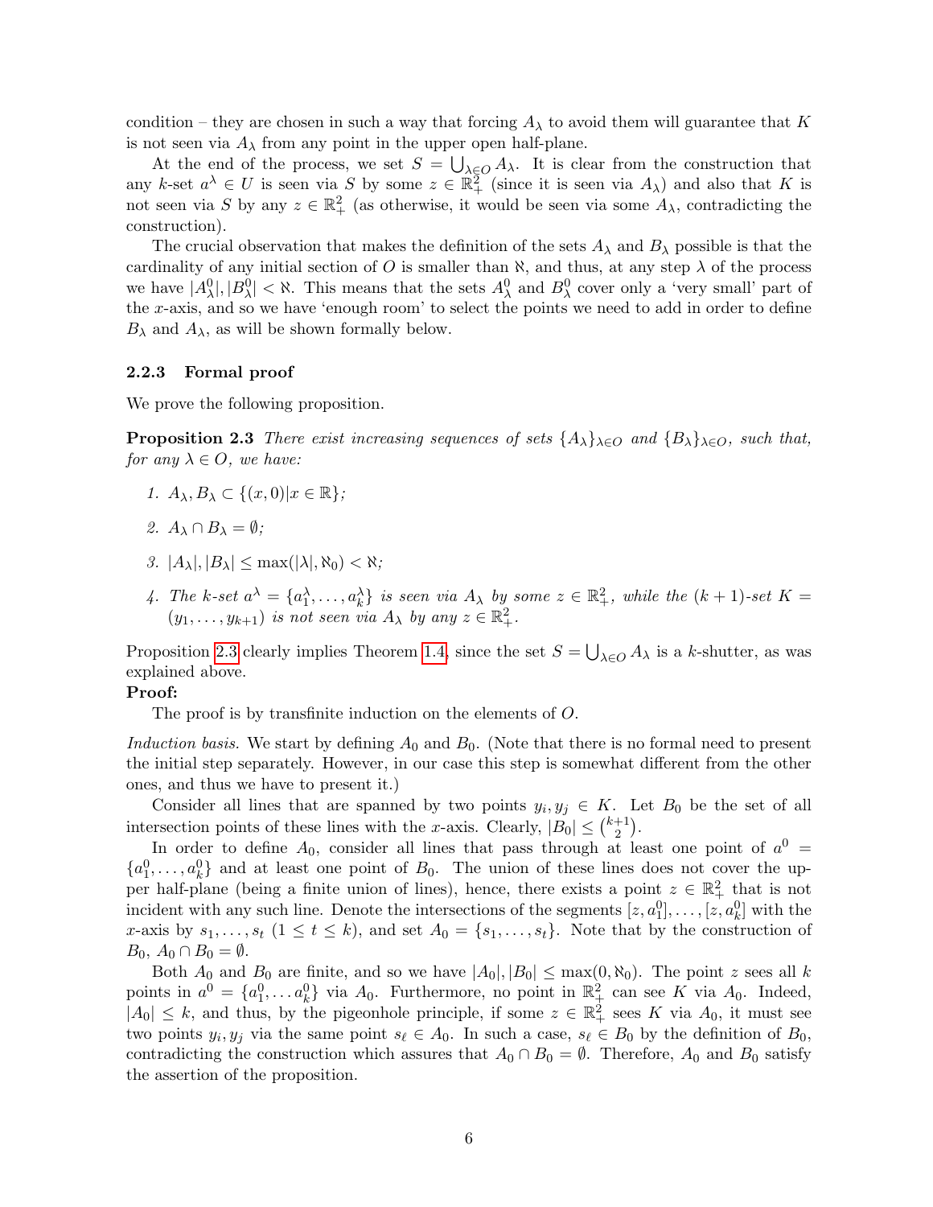condition – they are chosen in such a way that forcing $A_\lambda$ to avoid them will guarantee that $K$ is not seen via $A_\lambda$ from any point in the upper open half-plane.

At the end of the process, we set $S = \bigcup_{\lambda \in O} A_\lambda$. It is clear from the construction that any $k$-set $a^\lambda \in U$ is seen via $S$ by some $z \in \mathbb{R}^2_+$ (since it is seen via $A_\lambda$) and also that $K$ is not seen via $S$ by any $z \in \mathbb{R}^2_+$ (as otherwise, it would be seen via some $A_\lambda$, contradicting the construction).

The crucial observation that makes the definition of the sets $A_\lambda$ and $B_\lambda$ possible is that the cardinality of any initial section of $O$ is smaller than $\aleph$, and thus, at any step $\lambda$ of the process we have $|A^0_\lambda|, |B^0_\lambda| < \aleph$. This means that the sets $A^0_\lambda$ and $B^0_\lambda$ cover only a 'very small' part of the $x$-axis, and so we have 'enough room' to select the points we need to add in order to define $B_\lambda$ and $A_\lambda$, as will be shown formally below.

### 2.2.3 Formal proof

We prove the following proposition.

**Proposition 2.3** *There exist increasing sequences of sets $\{A_\lambda\}_{\lambda \in O}$ and $\{B_\lambda\}_{\lambda \in O}$, such that, for any $\lambda \in O$, we have:*

1. $A_\lambda, B_\lambda \subset \{(x, 0) | x \in \mathbb{R}\}$;
2. $A_\lambda \cap B_\lambda = \emptyset$;
3. $|A_\lambda|, |B_\lambda| \leq \max(|\lambda|, \aleph_0) < \aleph$;
4. *The $k$-set $a^\lambda = \{a^\lambda_1, \ldots, a^\lambda_k\}$ is seen via $A_\lambda$ by some $z \in \mathbb{R}^2_+$, while the $(k+1)$-set $K = (y_1, \ldots, y_{k+1})$ is not seen via $A_\lambda$ by any $z \in \mathbb{R}^2_+$.*

Proposition 2.3 clearly implies Theorem 1.4, since the set $S = \bigcup_{\lambda \in O} A_\lambda$ is a $k$-shutter, as was explained above.

**Proof:**

The proof is by transfinite induction on the elements of $O$.

*Induction basis.* We start by defining $A_0$ and $B_0$. (Note that there is no formal need to present the initial step separately. However, in our case this step is somewhat different from the other ones, and thus we have to present it.)

Consider all lines that are spanned by two points $y_i, y_j \in K$. Let $B_0$ be the set of all intersection points of these lines with the $x$-axis. Clearly, $|B_0| \leq \binom{k+1}{2}$.

In order to define $A_0$, consider all lines that pass through at least one point of $a^0 = \{a^0_1, \ldots, a^0_k\}$ and at least one point of $B_0$. The union of these lines does not cover the upper half-plane (being a finite union of lines), hence, there exists a point $z \in \mathbb{R}^2_+$ that is not incident with any such line. Denote the intersections of the segments $[z, a^0_1], \ldots, [z, a^0_k]$ with the $x$-axis by $s_1, \ldots, s_t$ ($1 \leq t \leq k$), and set $A_0 = \{s_1, \ldots, s_t\}$. Note that by the construction of $B_0$, $A_0 \cap B_0 = \emptyset$.

Both $A_0$ and $B_0$ are finite, and so we have $|A_0|, |B_0| \leq \max(0, \aleph_0)$. The point $z$ sees all $k$ points in $a^0 = \{a^0_1, \ldots a^0_k\}$ via $A_0$. Furthermore, no point in $\mathbb{R}^2_+$ can see $K$ via $A_0$. Indeed, $|A_0| \leq k$, and thus, by the pigeonhole principle, if some $z \in \mathbb{R}^2_+$ sees $K$ via $A_0$, it must see two points $y_i, y_j$ via the same point $s_\ell \in A_0$. In such a case, $s_\ell \in B_0$ by the definition of $B_0$, contradicting the construction which assures that $A_0 \cap B_0 = \emptyset$. Therefore, $A_0$ and $B_0$ satisfy the assertion of the proposition.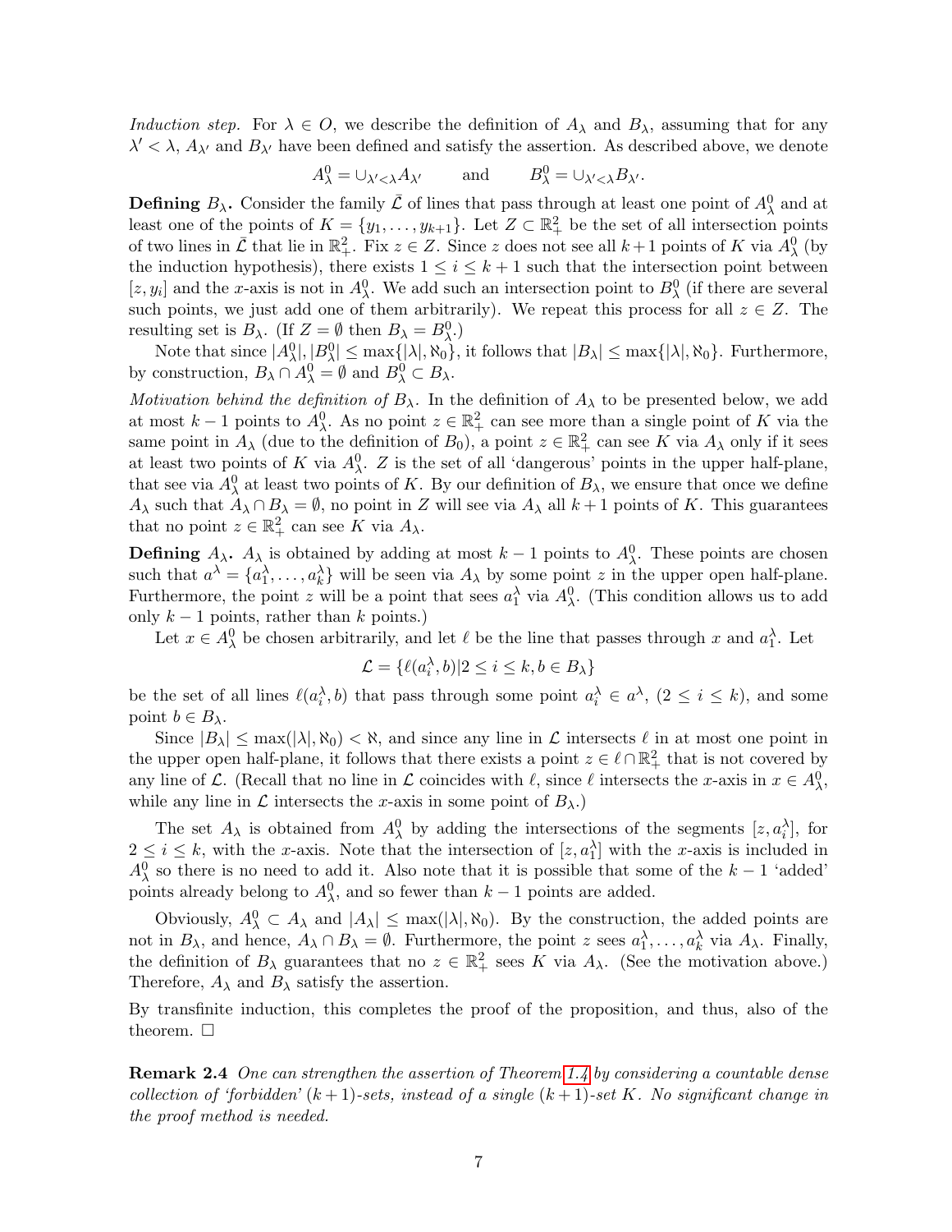*Induction step.* For $\lambda \in O$, we describe the definition of $A_\lambda$ and $B_\lambda$, assuming that for any $\lambda' < \lambda$, $A_{\lambda'}$ and $B_{\lambda'}$ have been defined and satisfy the assertion. As described above, we denote

$$A^0_\lambda = \cup_{\lambda' < \lambda} A_{\lambda'} \qquad \text{and} \qquad B^0_\lambda = \cup_{\lambda' < \lambda} B_{\lambda'}.$$

**Defining $B_\lambda$.** Consider the family $\bar{\mathcal{L}}$ of lines that pass through at least one point of $A^0_\lambda$ and at least one of the points of $K = \{y_1, \ldots, y_{k+1}\}$. Let $Z \subset \mathbb{R}^2_+$ be the set of all intersection points of two lines in $\bar{\mathcal{L}}$ that lie in $\mathbb{R}^2_+$. Fix $z \in Z$. Since $z$ does not see all $k+1$ points of $K$ via $A^0_\lambda$ (by the induction hypothesis), there exists $1 \leq i \leq k+1$ such that the intersection point between $[z, y_i]$ and the $x$-axis is not in $A^0_\lambda$. We add such an intersection point to $B^0_\lambda$ (if there are several such points, we just add one of them arbitrarily). We repeat this process for all $z \in Z$. The resulting set is $B_\lambda$. (If $Z = \emptyset$ then $B_\lambda = B^0_\lambda$.)

Note that since $|A^0_\lambda|, |B^0_\lambda| \leq \max\{|\lambda|, \aleph_0\}$, it follows that $|B_\lambda| \leq \max\{|\lambda|, \aleph_0\}$. Furthermore, by construction, $B_\lambda \cap A^0_\lambda = \emptyset$ and $B^0_\lambda \subset B_\lambda$.

*Motivation behind the definition of $B_\lambda$.* In the definition of $A_\lambda$ to be presented below, we add at most $k-1$ points to $A^0_\lambda$. As no point $z \in \mathbb{R}^2_+$ can see more than a single point of $K$ via the same point in $A_\lambda$ (due to the definition of $B_0$), a point $z \in \mathbb{R}^2_+$ can see $K$ via $A_\lambda$ only if it sees at least two points of $K$ via $A^0_\lambda$. $Z$ is the set of all 'dangerous' points in the upper half-plane, that see via $A^0_\lambda$ at least two points of $K$. By our definition of $B_\lambda$, we ensure that once we define $A_\lambda$ such that $A_\lambda \cap B_\lambda = \emptyset$, no point in $Z$ will see via $A_\lambda$ all $k+1$ points of $K$. This guarantees that no point $z \in \mathbb{R}^2_+$ can see $K$ via $A_\lambda$.

**Defining $A_\lambda$.** $A_\lambda$ is obtained by adding at most $k-1$ points to $A^0_\lambda$. These points are chosen such that $a^\lambda = \{a^\lambda_1, \ldots, a^\lambda_k\}$ will be seen via $A_\lambda$ by some point $z$ in the upper open half-plane. Furthermore, the point $z$ will be a point that sees $a^\lambda_1$ via $A^0_\lambda$. (This condition allows us to add only $k-1$ points, rather than $k$ points.)

Let $x \in A^0_\lambda$ be chosen arbitrarily, and let $\ell$ be the line that passes through $x$ and $a^\lambda_1$. Let

$$\mathcal{L} = \{\ell(a^\lambda_i, b) | 2 \leq i \leq k, b \in B_\lambda\}$$

be the set of all lines $\ell(a^\lambda_i, b)$ that pass through some point $a^\lambda_i \in a^\lambda$, $(2 \leq i \leq k)$, and some point $b \in B_\lambda$.

Since $|B_\lambda| \leq \max(|\lambda|, \aleph_0) < \aleph$, and since any line in $\mathcal{L}$ intersects $\ell$ in at most one point in the upper open half-plane, it follows that there exists a point $z \in \ell \cap \mathbb{R}^2_+$ that is not covered by any line of $\mathcal{L}$. (Recall that no line in $\mathcal{L}$ coincides with $\ell$, since $\ell$ intersects the $x$-axis in $x \in A^0_\lambda$, while any line in $\mathcal{L}$ intersects the $x$-axis in some point of $B_\lambda$.)

The set $A_\lambda$ is obtained from $A^0_\lambda$ by adding the intersections of the segments $[z, a^\lambda_i]$, for $2 \leq i \leq k$, with the $x$-axis. Note that the intersection of $[z, a^\lambda_1]$ with the $x$-axis is included in $A^0_\lambda$ so there is no need to add it. Also note that it is possible that some of the $k-1$ 'added' points already belong to $A^0_\lambda$, and so fewer than $k-1$ points are added.

Obviously, $A^0_\lambda \subset A_\lambda$ and $|A_\lambda| \leq \max(|\lambda|, \aleph_0)$. By the construction, the added points are not in $B_\lambda$, and hence, $A_\lambda \cap B_\lambda = \emptyset$. Furthermore, the point $z$ sees $a^\lambda_1, \ldots, a^\lambda_k$ via $A_\lambda$. Finally, the definition of $B_\lambda$ guarantees that no $z \in \mathbb{R}^2_+$ sees $K$ via $A_\lambda$. (See the motivation above.) Therefore, $A_\lambda$ and $B_\lambda$ satisfy the assertion.

By transfinite induction, this completes the proof of the proposition, and thus, also of the theorem. $\square$

**Remark 2.4** *One can strengthen the assertion of Theorem 1.4 by considering a countable dense collection of 'forbidden' $(k+1)$-sets, instead of a single $(k+1)$-set $K$. No significant change in the proof method is needed.*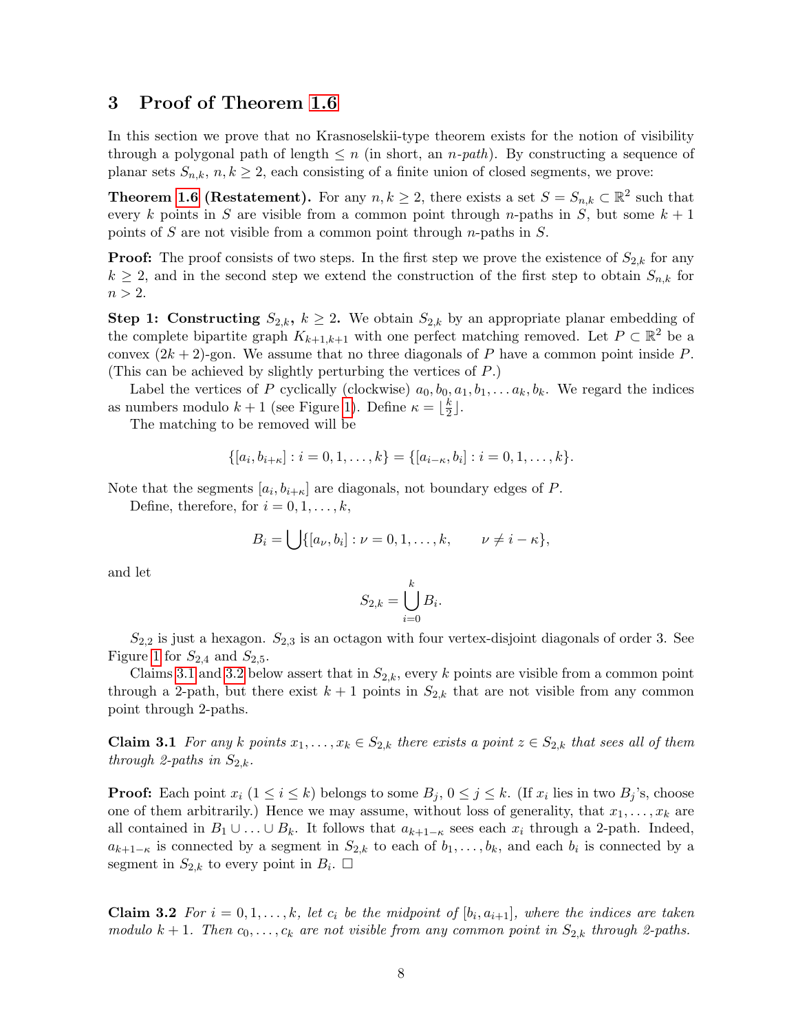## 3 Proof of Theorem 1.6

In this section we prove that no Krasnoselskii-type theorem exists for the notion of visibility through a polygonal path of length $\leq n$ (in short, an *n-path*). By constructing a sequence of planar sets $S_{n,k}$, $n, k \geq 2$, each consisting of a finite union of closed segments, we prove:

**Theorem 1.6 (Restatement).** For any $n, k \geq 2$, there exists a set $S = S_{n,k} \subset \mathbb{R}^2$ such that every $k$ points in $S$ are visible from a common point through $n$-paths in $S$, but some $k+1$ points of $S$ are not visible from a common point through $n$-paths in $S$.

**Proof:** The proof consists of two steps. In the first step we prove the existence of $S_{2,k}$ for any $k \geq 2$, and in the second step we extend the construction of the first step to obtain $S_{n,k}$ for $n > 2$.

**Step 1: Constructing $S_{2,k}$, $k \geq 2$.** We obtain $S_{2,k}$ by an appropriate planar embedding of the complete bipartite graph $K_{k+1,k+1}$ with one perfect matching removed. Let $P \subset \mathbb{R}^2$ be a convex $(2k+2)$-gon. We assume that no three diagonals of $P$ have a common point inside $P$. (This can be achieved by slightly perturbing the vertices of $P$.)

Label the vertices of $P$ cyclically (clockwise) $a_0, b_0, a_1, b_1, \ldots a_k, b_k$. We regard the indices as numbers modulo $k+1$ (see Figure 1). Define $\kappa = \lfloor \frac{k}{2} \rfloor$.

The matching to be removed will be

$$\{[a_i, b_{i+\kappa}] : i = 0, 1, \ldots, k\} = \{[a_{i-\kappa}, b_i] : i = 0, 1, \ldots, k\}.$$

Note that the segments $[a_i, b_{i+\kappa}]$ are diagonals, not boundary edges of $P$.

Define, therefore, for $i = 0, 1, \ldots, k$,

$$B_i = \bigcup \{[a_\nu, b_i] : \nu = 0, 1, \ldots, k, \qquad \nu \neq i - \kappa\},$$

and let

$$S_{2,k} = \bigcup_{i=0}^{k} B_i.$$

$S_{2,2}$ is just a hexagon. $S_{2,3}$ is an octagon with four vertex-disjoint diagonals of order 3. See Figure 1 for $S_{2,4}$ and $S_{2,5}$.

Claims 3.1 and 3.2 below assert that in $S_{2,k}$, every $k$ points are visible from a common point through a 2-path, but there exist $k+1$ points in $S_{2,k}$ that are not visible from any common point through 2-paths.

**Claim 3.1** *For any $k$ points $x_1, \ldots, x_k \in S_{2,k}$ there exists a point $z \in S_{2,k}$ that sees all of them through 2-paths in $S_{2,k}$.*

**Proof:** Each point $x_i$ $(1 \leq i \leq k)$ belongs to some $B_j$, $0 \leq j \leq k$. (If $x_i$ lies in two $B_j$'s, choose one of them arbitrarily.) Hence we may assume, without loss of generality, that $x_1, \ldots, x_k$ are all contained in $B_1 \cup \ldots \cup B_k$. It follows that $a_{k+1-\kappa}$ sees each $x_i$ through a 2-path. Indeed, $a_{k+1-\kappa}$ is connected by a segment in $S_{2,k}$ to each of $b_1, \ldots, b_k$, and each $b_i$ is connected by a segment in $S_{2,k}$ to every point in $B_i$. □

**Claim 3.2** *For $i = 0, 1, \ldots, k$, let $c_i$ be the midpoint of $[b_i, a_{i+1}]$, where the indices are taken modulo $k+1$. Then $c_0, \ldots, c_k$ are not visible from any common point in $S_{2,k}$ through 2-paths.*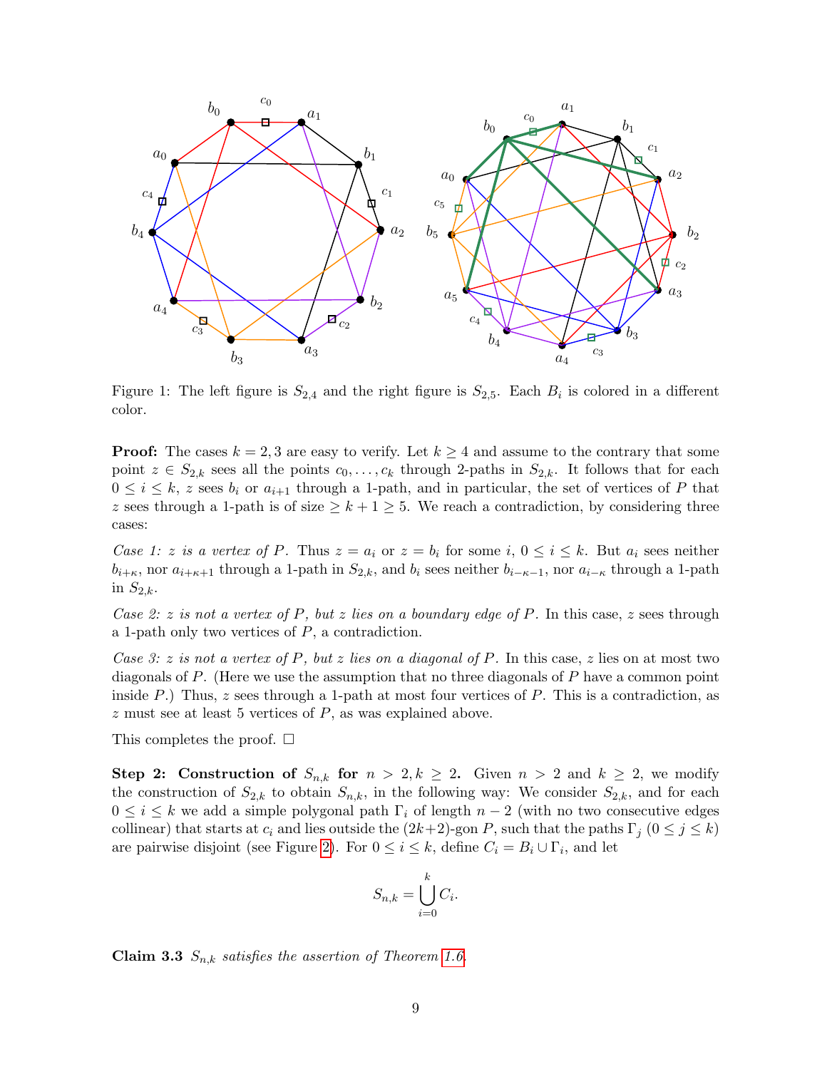Figure 1: The left figure is $S_{2,4}$ and the right figure is $S_{2,5}$. Each $B_i$ is colored in a different color.

**Proof:** The cases $k = 2, 3$ are easy to verify. Let $k \geq 4$ and assume to the contrary that some point $z \in S_{2,k}$ sees all the points $c_0, \ldots, c_k$ through 2-paths in $S_{2,k}$. It follows that for each $0 \leq i \leq k$, $z$ sees $b_i$ or $a_{i+1}$ through a 1-path, and in particular, the set of vertices of $P$ that $z$ sees through a 1-path is of size $\geq k+1 \geq 5$. We reach a contradiction, by considering three cases:

*Case 1: $z$ is a vertex of $P$.* Thus $z = a_i$ or $z = b_i$ for some $i$, $0 \leq i \leq k$. But $a_i$ sees neither $b_{i+\kappa}$, nor $a_{i+\kappa+1}$ through a 1-path in $S_{2,k}$, and $b_i$ sees neither $b_{i-\kappa-1}$, nor $a_{i-\kappa}$ through a 1-path in $S_{2,k}$.

*Case 2: $z$ is not a vertex of $P$, but $z$ lies on a boundary edge of $P$.* In this case, $z$ sees through a 1-path only two vertices of $P$, a contradiction.

*Case 3: $z$ is not a vertex of $P$, but $z$ lies on a diagonal of $P$.* In this case, $z$ lies on at most two diagonals of $P$. (Here we use the assumption that no three diagonals of $P$ have a common point inside $P$.) Thus, $z$ sees through a 1-path at most four vertices of $P$. This is a contradiction, as $z$ must see at least 5 vertices of $P$, as was explained above.

This completes the proof. □

**Step 2: Construction of $S_{n,k}$ for $n > 2, k \geq 2$.** Given $n > 2$ and $k \geq 2$, we modify the construction of $S_{2,k}$ to obtain $S_{n,k}$, in the following way: We consider $S_{2,k}$, and for each $0 \leq i \leq k$ we add a simple polygonal path $\Gamma_i$ of length $n-2$ (with no two consecutive edges collinear) that starts at $c_i$ and lies outside the $(2k+2)$-gon $P$, such that the paths $\Gamma_j$ $(0 \leq j \leq k)$ are pairwise disjoint (see Figure 2). For $0 \leq i \leq k$, define $C_i = B_i \cup \Gamma_i$, and let

$$S_{n,k} = \bigcup_{i=0}^{k} C_i.$$

**Claim 3.3** *$S_{n,k}$ satisfies the assertion of Theorem 1.6.*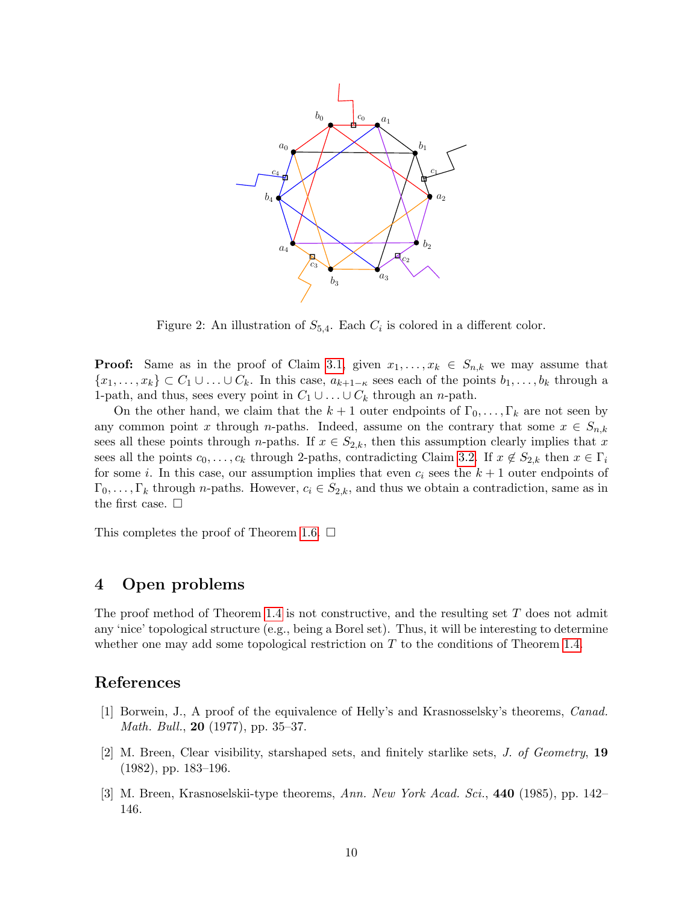Figure 2: An illustration of $S_{5,4}$. Each $C_i$ is colored in a different color.

**Proof:** Same as in the proof of Claim 3.1, given $x_1, \ldots, x_k \in S_{n,k}$ we may assume that $\{x_1, \ldots, x_k\} \subset C_1 \cup \ldots \cup C_k$. In this case, $a_{k+1-\kappa}$ sees each of the points $b_1, \ldots, b_k$ through a 1-path, and thus, sees every point in $C_1 \cup \ldots \cup C_k$ through an $n$-path.

On the other hand, we claim that the $k+1$ outer endpoints of $\Gamma_0, \ldots, \Gamma_k$ are not seen by any common point $x$ through $n$-paths. Indeed, assume on the contrary that some $x \in S_{n,k}$ sees all these points through $n$-paths. If $x \in S_{2,k}$, then this assumption clearly implies that $x$ sees all the points $c_0, \ldots, c_k$ through 2-paths, contradicting Claim 3.2. If $x \notin S_{2,k}$ then $x \in \Gamma_i$ for some $i$. In this case, our assumption implies that even $c_i$ sees the $k+1$ outer endpoints of $\Gamma_0, \ldots, \Gamma_k$ through $n$-paths. However, $c_i \in S_{2,k}$, and thus we obtain a contradiction, same as in the first case. $\Box$

This completes the proof of Theorem 1.6. $\Box$

## 4 Open problems

The proof method of Theorem 1.4 is not constructive, and the resulting set $T$ does not admit any 'nice' topological structure (e.g., being a Borel set). Thus, it will be interesting to determine whether one may add some topological restriction on $T$ to the conditions of Theorem 1.4.

## References

[1] Borwein, J., A proof of the equivalence of Helly's and Krasnosselsky's theorems, *Canad. Math. Bull.*, **20** (1977), pp. 35–37.

[2] M. Breen, Clear visibility, starshaped sets, and finitely starlike sets, *J. of Geometry*, **19** (1982), pp. 183–196.

[3] M. Breen, Krasnoselskii-type theorems, *Ann. New York Acad. Sci.*, **440** (1985), pp. 142–146.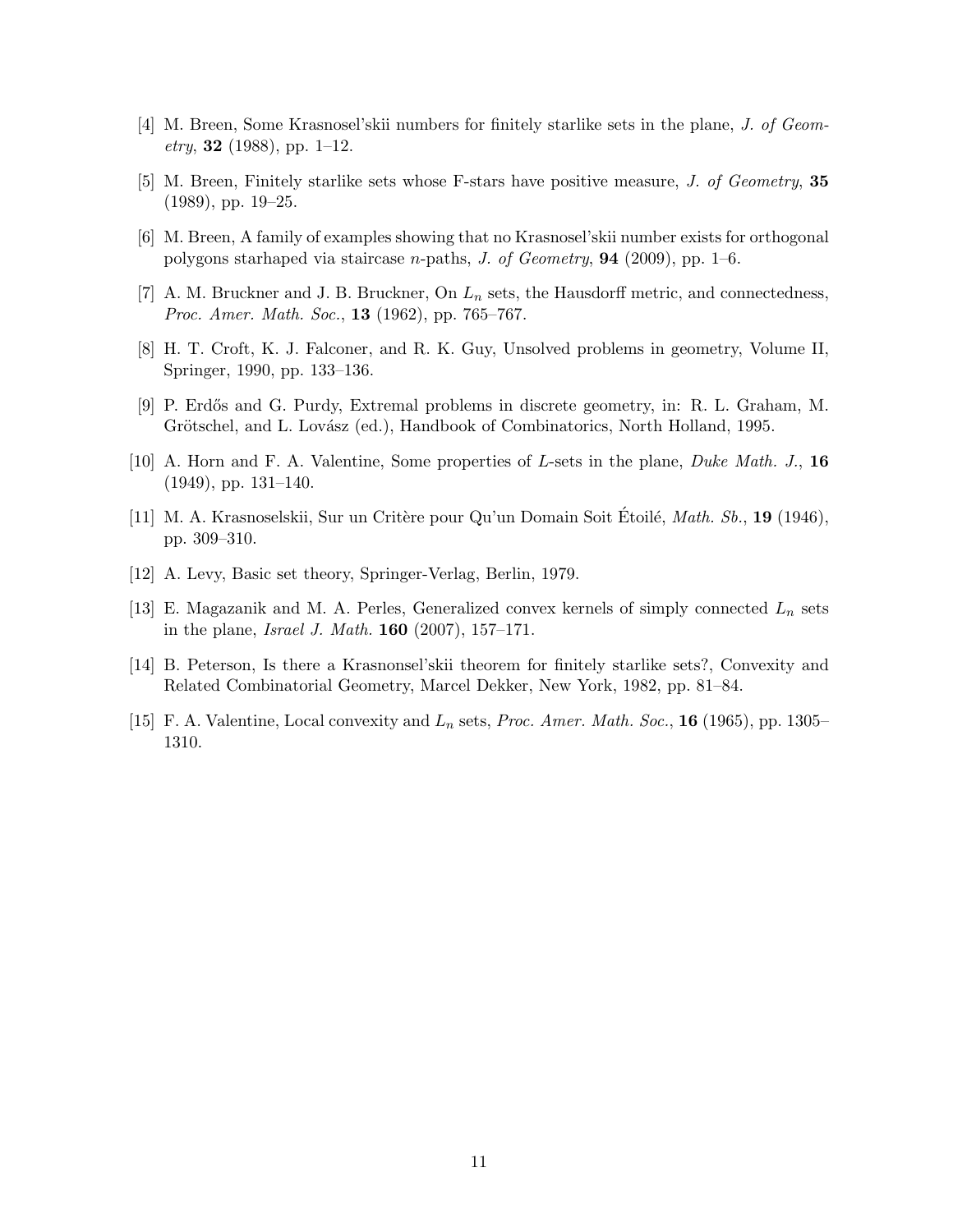[4] M. Breen, Some Krasnosel'skii numbers for finitely starlike sets in the plane, *J. of Geometry*, **32** (1988), pp. 1–12.

[5] M. Breen, Finitely starlike sets whose F-stars have positive measure, *J. of Geometry*, **35** (1989), pp. 19–25.

[6] M. Breen, A family of examples showing that no Krasnosel'skii number exists for orthogonal polygons starhaped via staircase $n$-paths, *J. of Geometry*, **94** (2009), pp. 1–6.

[7] A. M. Bruckner and J. B. Bruckner, On $L_n$ sets, the Hausdorff metric, and connectedness, *Proc. Amer. Math. Soc.*, **13** (1962), pp. 765–767.

[8] H. T. Croft, K. J. Falconer, and R. K. Guy, Unsolved problems in geometry, Volume II, Springer, 1990, pp. 133–136.

[9] P. Erdős and G. Purdy, Extremal problems in discrete geometry, in: R. L. Graham, M. Grötschel, and L. Lovász (ed.), Handbook of Combinatorics, North Holland, 1995.

[10] A. Horn and F. A. Valentine, Some properties of $L$-sets in the plane, *Duke Math. J.*, **16** (1949), pp. 131–140.

[11] M. A. Krasnoselskii, Sur un Critère pour Qu'un Domain Soit Étoilé, *Math. Sb.*, **19** (1946), pp. 309–310.

[12] A. Levy, Basic set theory, Springer-Verlag, Berlin, 1979.

[13] E. Magazanik and M. A. Perles, Generalized convex kernels of simply connected $L_n$ sets in the plane, *Israel J. Math.* **160** (2007), 157–171.

[14] B. Peterson, Is there a Krasnonsel'skii theorem for finitely starlike sets?, Convexity and Related Combinatorial Geometry, Marcel Dekker, New York, 1982, pp. 81–84.

[15] F. A. Valentine, Local convexity and $L_n$ sets, *Proc. Amer. Math. Soc.*, **16** (1965), pp. 1305–1310.